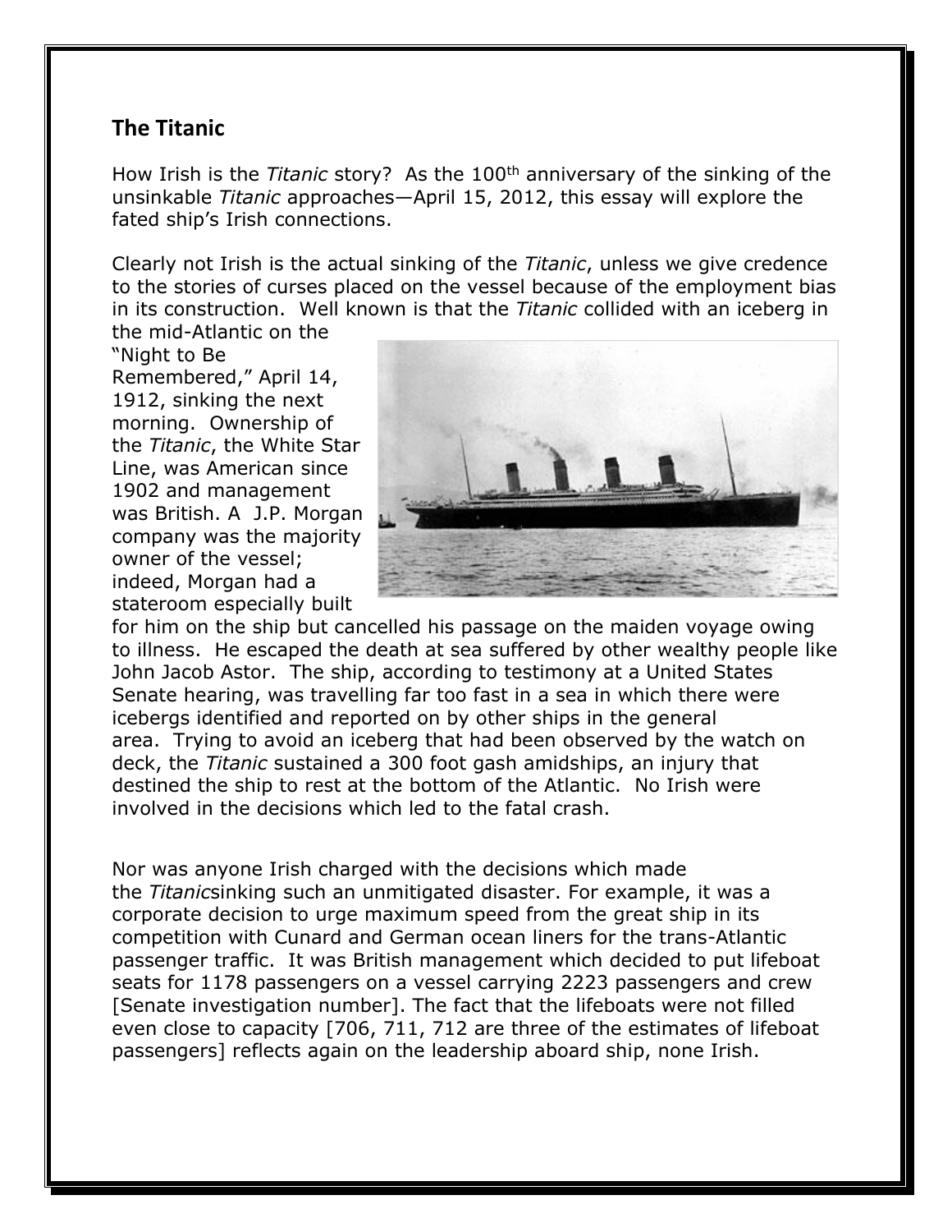## The Titanic

How Irish is the *Titanic* story? As the 100th anniversary of the sinking of the unsinkable *Titanic* approaches—April 15, 2012, this essay will explore the fated ship's Irish connections.

Clearly not Irish is the actual sinking of the *Titanic*, unless we give credence to the stories of curses placed on the vessel because of the employment bias in its construction. Well known is that the *Titanic* collided with an iceberg in the mid-Atlantic on the "Night to Be Remembered," April 14, 1912, sinking the next morning. Ownership of the *Titanic*, the White Star Line, was American since 1902 and management was British. A J.P. Morgan company was the majority owner of the vessel; indeed, Morgan had a stateroom especially built for him on the ship but cancelled his passage on the maiden voyage owing to illness. He escaped the death at sea suffered by other wealthy people like John Jacob Astor. The ship, according to testimony at a United States Senate hearing, was travelling far too fast in a sea in which there were icebergs identified and reported on by other ships in the general area. Trying to avoid an iceberg that had been observed by the watch on deck, the *Titanic* sustained a 300 foot gash amidships, an injury that destined the ship to rest at the bottom of the Atlantic. No Irish were involved in the decisions which led to the fatal crash.

Nor was anyone Irish charged with the decisions which made the *Titanic*sinking such an unmitigated disaster. For example, it was a corporate decision to urge maximum speed from the great ship in its competition with Cunard and German ocean liners for the trans-Atlantic passenger traffic. It was British management which decided to put lifeboat seats for 1178 passengers on a vessel carrying 2223 passengers and crew [Senate investigation number]. The fact that the lifeboats were not filled even close to capacity [706, 711, 712 are three of the estimates of lifeboat passengers] reflects again on the leadership aboard ship, none Irish.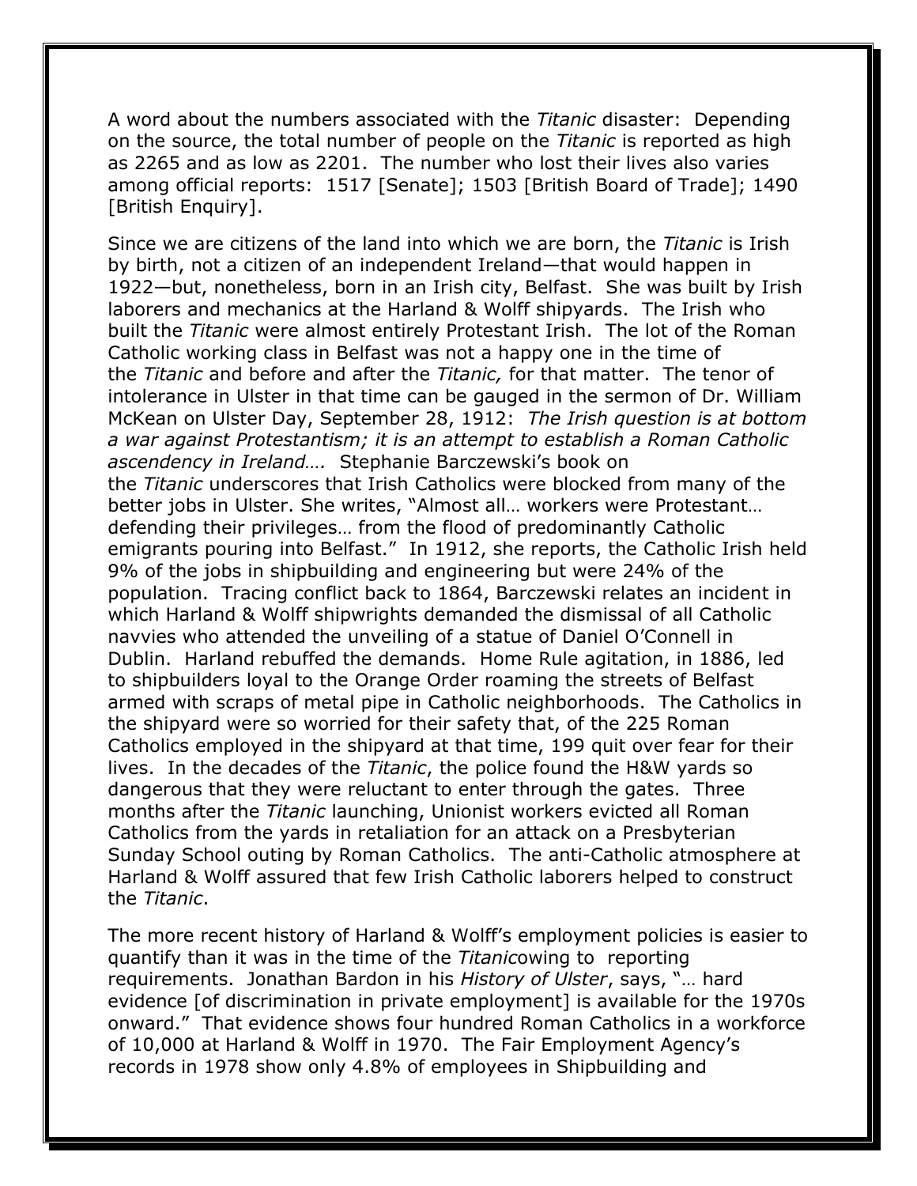A word about the numbers associated with the *Titanic* disaster: Depending on the source, the total number of people on the *Titanic* is reported as high as 2265 and as low as 2201. The number who lost their lives also varies among official reports: 1517 [Senate]; 1503 [British Board of Trade]; 1490 [British Enquiry].

Since we are citizens of the land into which we are born, the *Titanic* is Irish by birth, not a citizen of an independent Ireland—that would happen in 1922—but, nonetheless, born in an Irish city, Belfast. She was built by Irish laborers and mechanics at the Harland & Wolff shipyards. The Irish who built the *Titanic* were almost entirely Protestant Irish. The lot of the Roman Catholic working class in Belfast was not a happy one in the time of the *Titanic* and before and after the *Titanic,* for that matter. The tenor of intolerance in Ulster in that time can be gauged in the sermon of Dr. William McKean on Ulster Day, September 28, 1912: *The Irish question is at bottom a war against Protestantism; it is an attempt to establish a Roman Catholic ascendency in Ireland….* Stephanie Barczewski's book on the *Titanic* underscores that Irish Catholics were blocked from many of the better jobs in Ulster. She writes, "Almost all… workers were Protestant… defending their privileges… from the flood of predominantly Catholic emigrants pouring into Belfast." In 1912, she reports, the Catholic Irish held 9% of the jobs in shipbuilding and engineering but were 24% of the population. Tracing conflict back to 1864, Barczewski relates an incident in which Harland & Wolff shipwrights demanded the dismissal of all Catholic navvies who attended the unveiling of a statue of Daniel O'Connell in Dublin. Harland rebuffed the demands. Home Rule agitation, in 1886, led to shipbuilders loyal to the Orange Order roaming the streets of Belfast armed with scraps of metal pipe in Catholic neighborhoods. The Catholics in the shipyard were so worried for their safety that, of the 225 Roman Catholics employed in the shipyard at that time, 199 quit over fear for their lives. In the decades of the *Titanic*, the police found the H&W yards so dangerous that they were reluctant to enter through the gates. Three months after the *Titanic* launching, Unionist workers evicted all Roman Catholics from the yards in retaliation for an attack on a Presbyterian Sunday School outing by Roman Catholics. The anti-Catholic atmosphere at Harland & Wolff assured that few Irish Catholic laborers helped to construct the *Titanic*.

The more recent history of Harland & Wolff's employment policies is easier to quantify than it was in the time of the *Titanic*owing to reporting requirements. Jonathan Bardon in his *History of Ulster*, says, "… hard evidence [of discrimination in private employment] is available for the 1970s onward." That evidence shows four hundred Roman Catholics in a workforce of 10,000 at Harland & Wolff in 1970. The Fair Employment Agency's records in 1978 show only 4.8% of employees in Shipbuilding and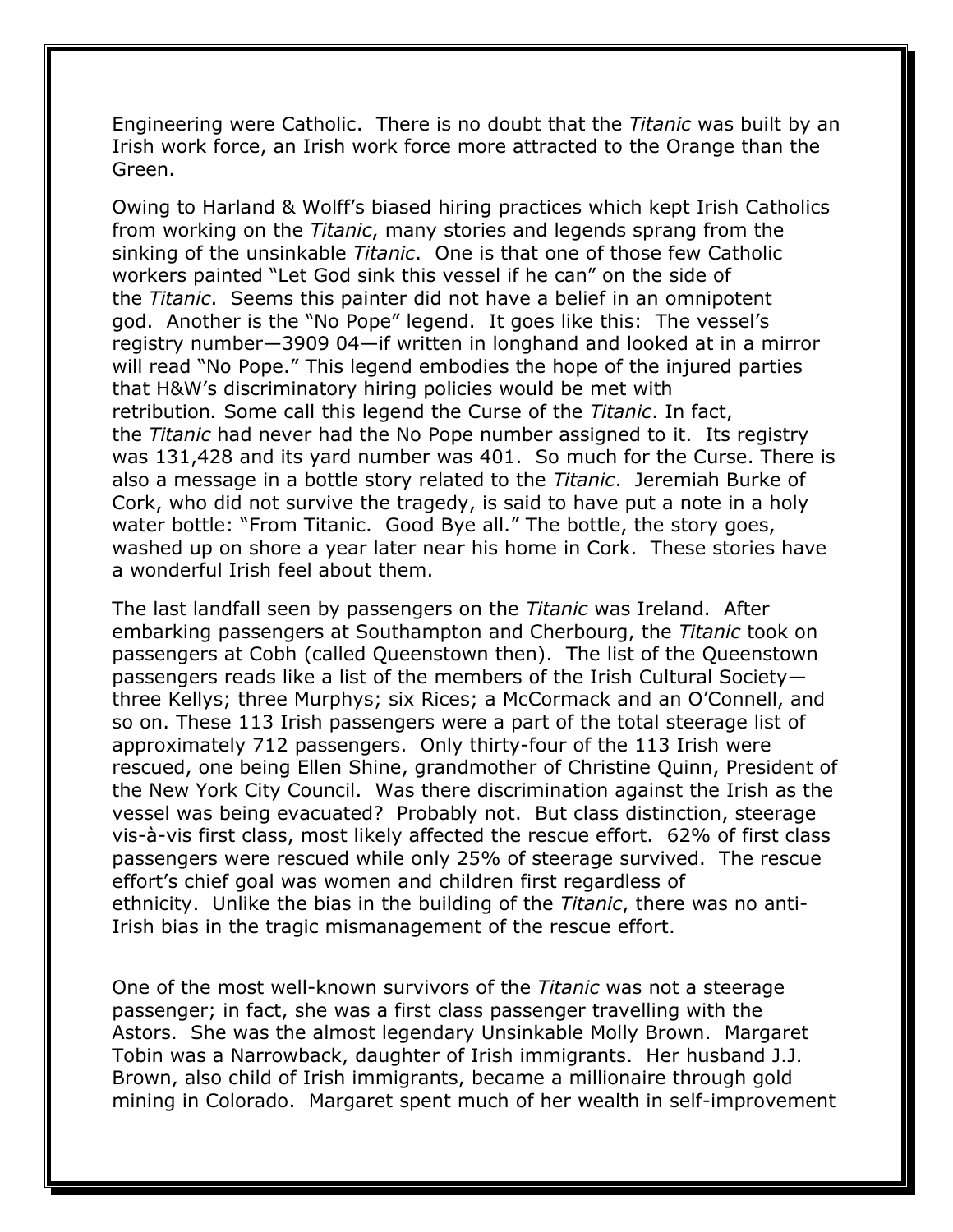Engineering were Catholic. There is no doubt that the *Titanic* was built by an Irish work force, an Irish work force more attracted to the Orange than the Green.

Owing to Harland & Wolff's biased hiring practices which kept Irish Catholics from working on the *Titanic*, many stories and legends sprang from the sinking of the unsinkable *Titanic*. One is that one of those few Catholic workers painted "Let God sink this vessel if he can" on the side of the *Titanic*. Seems this painter did not have a belief in an omnipotent god. Another is the "No Pope" legend. It goes like this: The vessel's registry number—3909 04—if written in longhand and looked at in a mirror will read "No Pope." This legend embodies the hope of the injured parties that H&W's discriminatory hiring policies would be met with retribution*.* Some call this legend the Curse of the *Titanic*. In fact, the *Titanic* had never had the No Pope number assigned to it. Its registry was 131,428 and its yard number was 401. So much for the Curse. There is also a message in a bottle story related to the *Titanic*. Jeremiah Burke of Cork, who did not survive the tragedy, is said to have put a note in a holy water bottle: "From Titanic. Good Bye all." The bottle, the story goes, washed up on shore a year later near his home in Cork. These stories have a wonderful Irish feel about them.

The last landfall seen by passengers on the *Titanic* was Ireland. After embarking passengers at Southampton and Cherbourg, the *Titanic* took on passengers at Cobh (called Queenstown then). The list of the Queenstown passengers reads like a list of the members of the Irish Cultural Society—three Kellys; three Murphys; six Rices; a McCormack and an O'Connell, and so on. These 113 Irish passengers were a part of the total steerage list of approximately 712 passengers. Only thirty-four of the 113 Irish were rescued, one being Ellen Shine, grandmother of Christine Quinn, President of the New York City Council. Was there discrimination against the Irish as the vessel was being evacuated? Probably not. But class distinction, steerage vis-à-vis first class, most likely affected the rescue effort. 62% of first class passengers were rescued while only 25% of steerage survived. The rescue effort's chief goal was women and children first regardless of ethnicity. Unlike the bias in the building of the *Titanic*, there was no anti-Irish bias in the tragic mismanagement of the rescue effort.

One of the most well-known survivors of the *Titanic* was not a steerage passenger; in fact, she was a first class passenger travelling with the Astors. She was the almost legendary Unsinkable Molly Brown. Margaret Tobin was a Narrowback, daughter of Irish immigrants. Her husband J.J. Brown, also child of Irish immigrants, became a millionaire through gold mining in Colorado. Margaret spent much of her wealth in self-improvement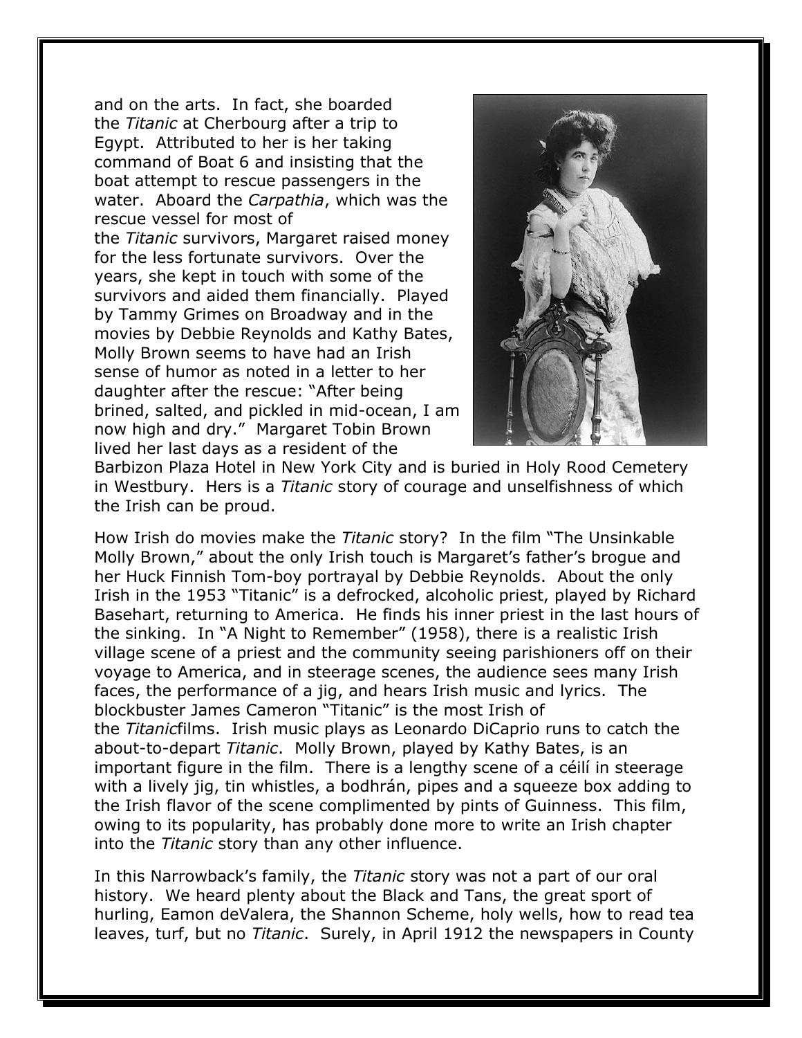and on the arts. In fact, she boarded the *Titanic* at Cherbourg after a trip to Egypt. Attributed to her is her taking command of Boat 6 and insisting that the boat attempt to rescue passengers in the water. Aboard the *Carpathia*, which was the rescue vessel for most of the *Titanic* survivors, Margaret raised money for the less fortunate survivors. Over the years, she kept in touch with some of the survivors and aided them financially. Played by Tammy Grimes on Broadway and in the movies by Debbie Reynolds and Kathy Bates, Molly Brown seems to have had an Irish sense of humor as noted in a letter to her daughter after the rescue: "After being brined, salted, and pickled in mid-ocean, I am now high and dry." Margaret Tobin Brown lived her last days as a resident of the Barbizon Plaza Hotel in New York City and is buried in Holy Rood Cemetery in Westbury. Hers is a *Titanic* story of courage and unselfishness of which the Irish can be proud.

How Irish do movies make the *Titanic* story? In the film "The Unsinkable Molly Brown," about the only Irish touch is Margaret's father's brogue and her Huck Finnish Tom-boy portrayal by Debbie Reynolds. About the only Irish in the 1953 "Titanic" is a defrocked, alcoholic priest, played by Richard Basehart, returning to America. He finds his inner priest in the last hours of the sinking. In "A Night to Remember" (1958), there is a realistic Irish village scene of a priest and the community seeing parishioners off on their voyage to America, and in steerage scenes, the audience sees many Irish faces, the performance of a jig, and hears Irish music and lyrics. The blockbuster James Cameron "Titanic" is the most Irish of the *Titanic*films. Irish music plays as Leonardo DiCaprio runs to catch the about-to-depart *Titanic*. Molly Brown, played by Kathy Bates, is an important figure in the film. There is a lengthy scene of a céilí in steerage with a lively jig, tin whistles, a bodhrán, pipes and a squeeze box adding to the Irish flavor of the scene complimented by pints of Guinness. This film, owing to its popularity, has probably done more to write an Irish chapter into the *Titanic* story than any other influence.

In this Narrowback's family, the *Titanic* story was not a part of our oral history. We heard plenty about the Black and Tans, the great sport of hurling, Eamon deValera, the Shannon Scheme, holy wells, how to read tea leaves, turf, but no *Titanic*. Surely, in April 1912 the newspapers in County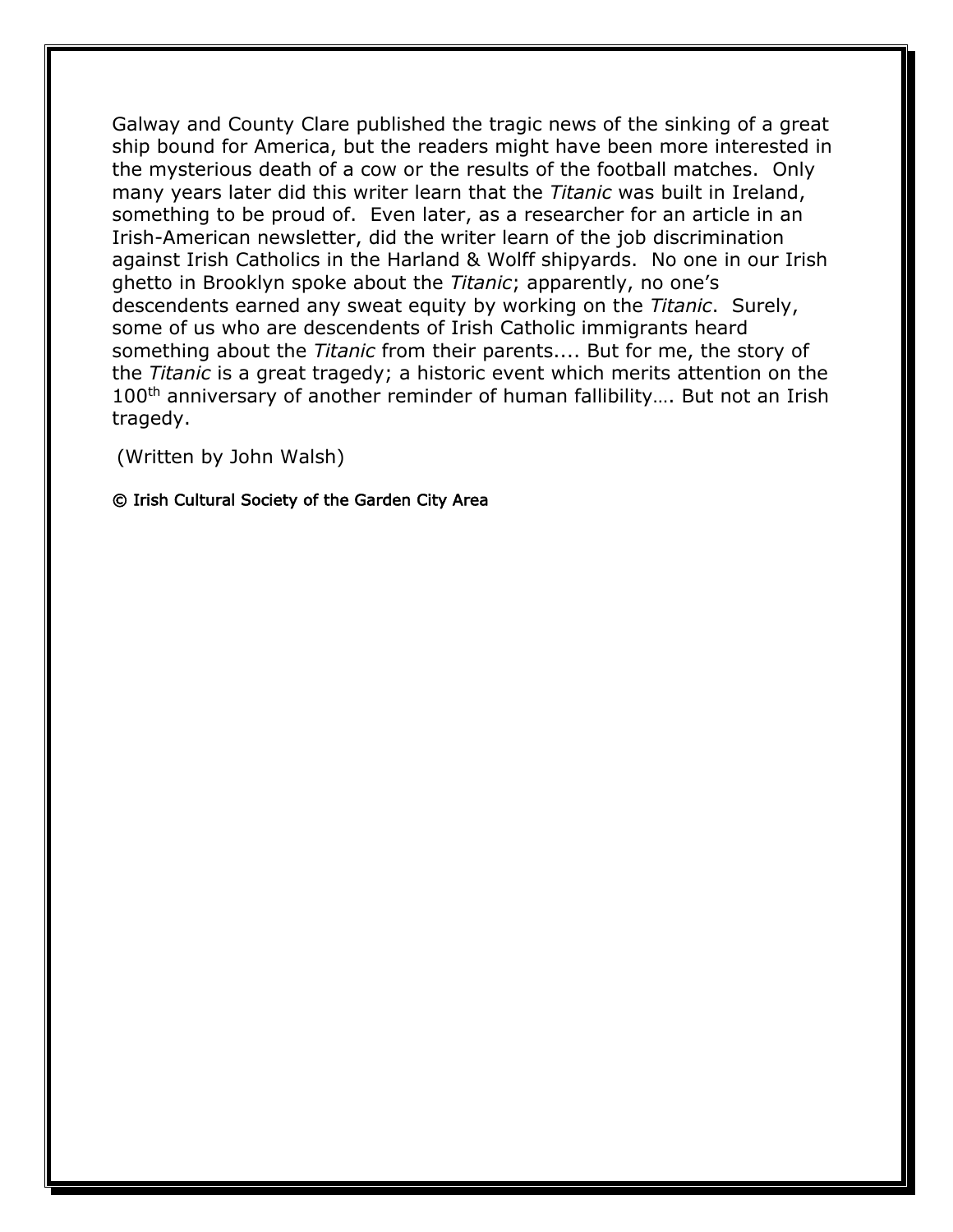Galway and County Clare published the tragic news of the sinking of a great ship bound for America, but the readers might have been more interested in the mysterious death of a cow or the results of the football matches.  Only many years later did this writer learn that the *Titanic* was built in Ireland, something to be proud of.  Even later, as a researcher for an article in an Irish-American newsletter, did the writer learn of the job discrimination against Irish Catholics in the Harland & Wolff shipyards.  No one in our Irish ghetto in Brooklyn spoke about the *Titanic*; apparently, no one's descendents earned any sweat equity by working on the *Titanic*.  Surely, some of us who are descendents of Irish Catholic immigrants heard something about the *Titanic* from their parents.... But for me, the story of the *Titanic* is a great tragedy; a historic event which merits attention on the 100th anniversary of another reminder of human fallibility…. But not an Irish tragedy.

(Written by John Walsh)

© Irish Cultural Society of the Garden City Area